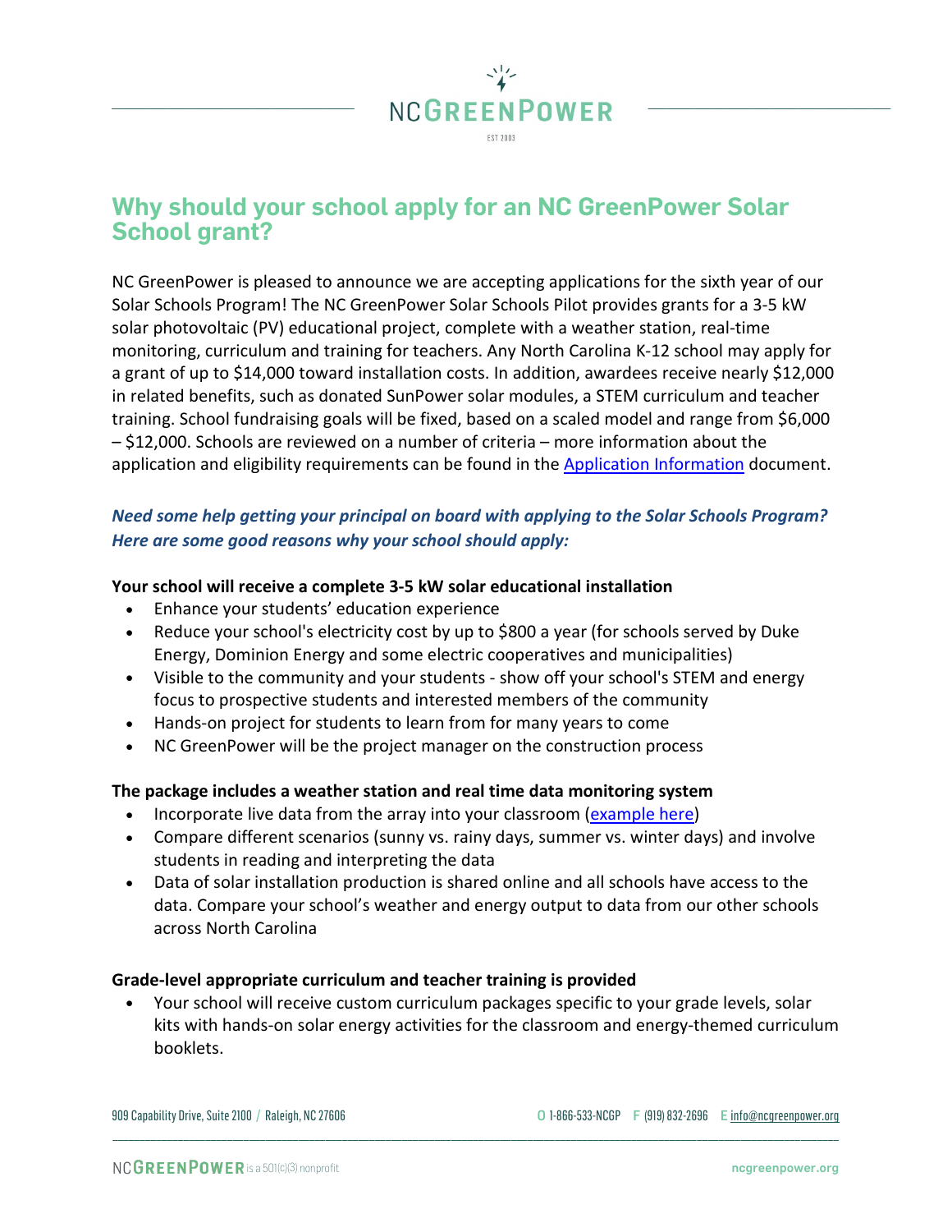# Why should your school apply for an NC GreenPower Solar School grant?

NC GreenPower is pleased to announce we are accepting applications for the sixth year of our Solar Schools Program! The NC GreenPower Solar Schools Pilot provides grants for a 3-5 kW solar photovoltaic (PV) educational project, complete with a weather station, real-time monitoring, curriculum and training for teachers. Any North Carolina K-12 school may apply for a grant of up to $14,000 toward installation costs. In addition, awardees receive nearly $12,000 in related benefits, such as donated SunPower solar modules, a STEM curriculum and teacher training. School fundraising goals will be fixed, based on a scaled model and range from $6,000 – $12,000. Schools are reviewed on a number of criteria – more information about the application and eligibility requirements can be found in the Application Information document.

***Need some help getting your principal on board with applying to the Solar Schools Program? Here are some good reasons why your school should apply:***

**Your school will receive a complete 3-5 kW solar educational installation**

- Enhance your students' education experience
- Reduce your school's electricity cost by up to $800 a year (for schools served by Duke Energy, Dominion Energy and some electric cooperatives and municipalities)
- Visible to the community and your students - show off your school's STEM and energy focus to prospective students and interested members of the community
- Hands-on project for students to learn from for many years to come
- NC GreenPower will be the project manager on the construction process

**The package includes a weather station and real time data monitoring system**

- Incorporate live data from the array into your classroom (example here)
- Compare different scenarios (sunny vs. rainy days, summer vs. winter days) and involve students in reading and interpreting the data
- Data of solar installation production is shared online and all schools have access to the data. Compare your school's weather and energy output to data from our other schools across North Carolina

**Grade-level appropriate curriculum and teacher training is provided**

- Your school will receive custom curriculum packages specific to your grade levels, solar kits with hands-on solar energy activities for the classroom and energy-themed curriculum booklets.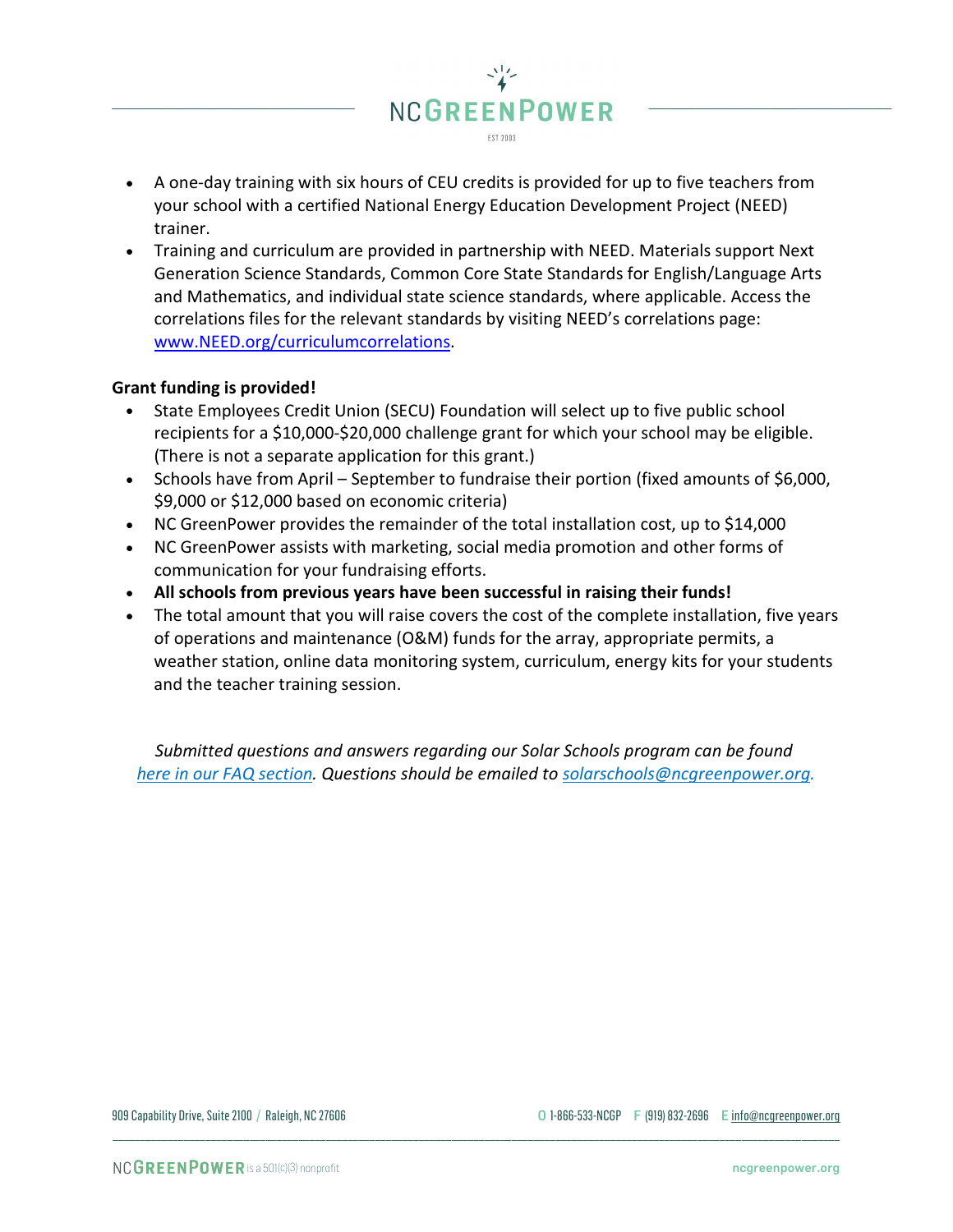- A one-day training with six hours of CEU credits is provided for up to five teachers from your school with a certified National Energy Education Development Project (NEED) trainer.
- Training and curriculum are provided in partnership with NEED. Materials support Next Generation Science Standards, Common Core State Standards for English/Language Arts and Mathematics, and individual state science standards, where applicable. Access the correlations files for the relevant standards by visiting NEED's correlations page: [www.NEED.org/curriculumcorrelations](www.NEED.org/curriculumcorrelations).

**Grant funding is provided!**

- State Employees Credit Union (SECU) Foundation will select up to five public school recipients for a $10,000-$20,000 challenge grant for which your school may be eligible. (There is not a separate application for this grant.)
- Schools have from April – September to fundraise their portion (fixed amounts of $6,000, $9,000 or $12,000 based on economic criteria)
- NC GreenPower provides the remainder of the total installation cost, up to $14,000
- NC GreenPower assists with marketing, social media promotion and other forms of communication for your fundraising efforts.
- **All schools from previous years have been successful in raising their funds!**
- The total amount that you will raise covers the cost of the complete installation, five years of operations and maintenance (O&M) funds for the array, appropriate permits, a weather station, online data monitoring system, curriculum, energy kits for your students and the teacher training session.

*Submitted questions and answers regarding our Solar Schools program can be found [here in our FAQ section](). Questions should be emailed to [solarschools@ncgreenpower.org](mailto:solarschools@ncgreenpower.org).*